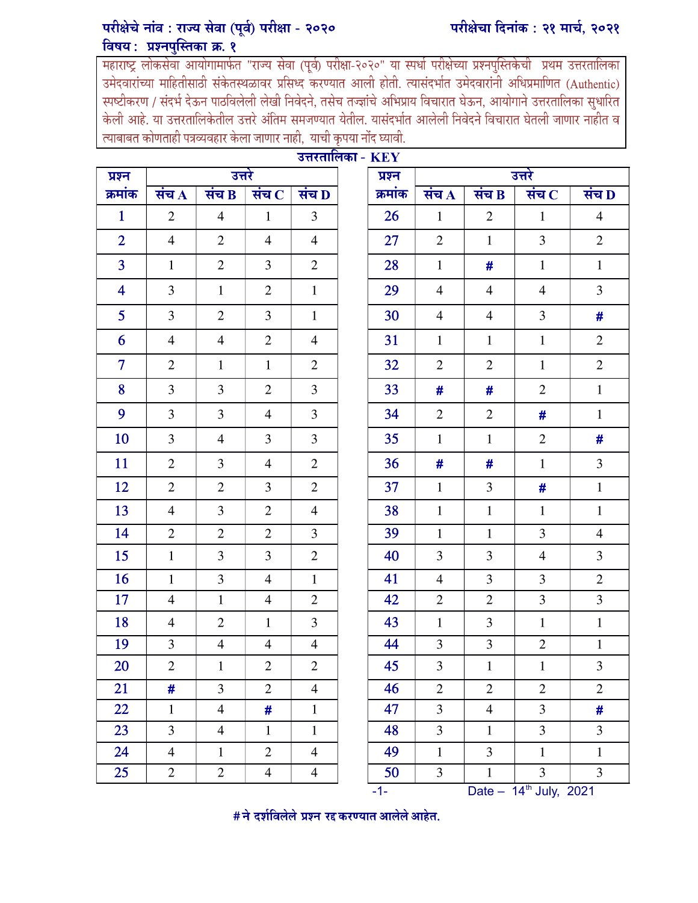**परीक्षेचे नांव : राज्य सेवा (पूर्व) परीक्षा - २०२०** **परीक्षेचा दिनांक : २१ मार्च, २०२१**

**विषय : प्रश्नपुस्तिका क्र. १**

महाराष्ट्र लोकसेवा आयोगामार्फत "राज्य सेवा (पूर्व) परीक्षा-२०२०" या स्पर्धा परीक्षेच्या प्रश्नपुस्तिकेची प्रथम उत्तरतालिका उमेदवारांच्या माहितीसाठी संकेतस्थळावर प्रसिध्द करण्यात आली होती. त्यासंदर्भात उमेदवारांनी अधिप्रमाणित (Authentic) स्पष्टीकरण / संदर्भ देऊन पाठविलेली लेखी निवेदने, तसेच तज्ज्ञांचे अभिप्राय विचारात घेऊन, आयोगाने उत्तरतालिका सुधारित केली आहे. या उत्तरतालिकेतील उत्तरे अंतिम समजण्यात येतील. यासंदर्भात आलेली निवेदने विचारात घेतली जाणार नाहीत व त्याबाबत कोणताही पत्रव्यवहार केला जाणार नाही, याची कृपया नोंद घ्यावी.

## उत्तरतालिका - KEY

| प्रश्न क्रमांक | उत्तरे संच A | संच B | संच C | संच D |
|---|---|---|---|---|
| 1 | 2 | 4 | 1 | 3 |
| 2 | 4 | 2 | 4 | 4 |
| 3 | 1 | 2 | 3 | 2 |
| 4 | 3 | 1 | 2 | 1 |
| 5 | 3 | 2 | 3 | 1 |
| 6 | 4 | 4 | 2 | 4 |
| 7 | 2 | 1 | 1 | 2 |
| 8 | 3 | 3 | 2 | 3 |
| 9 | 3 | 3 | 4 | 3 |
| 10 | 3 | 4 | 3 | 3 |
| 11 | 2 | 3 | 4 | 2 |
| 12 | 2 | 2 | 3 | 2 |
| 13 | 4 | 3 | 2 | 4 |
| 14 | 2 | 2 | 2 | 3 |
| 15 | 1 | 3 | 3 | 2 |
| 16 | 1 | 3 | 4 | 1 |
| 17 | 4 | 1 | 4 | 2 |
| 18 | 4 | 2 | 1 | 3 |
| 19 | 3 | 4 | 4 | 4 |
| 20 | 2 | 1 | 2 | 2 |
| 21 | # | 3 | 2 | 4 |
| 22 | 1 | 4 | # | 1 |
| 23 | 3 | 4 | 1 | 1 |
| 24 | 4 | 1 | 2 | 4 |
| 25 | 2 | 2 | 4 | 4 |
| 26 | 1 | 2 | 1 | 4 |
| 27 | 2 | 1 | 3 | 2 |
| 28 | 1 | # | 1 | 1 |
| 29 | 4 | 4 | 4 | 3 |
| 30 | 4 | 4 | 3 | # |
| 31 | 1 | 1 | 1 | 2 |
| 32 | 2 | 2 | 1 | 2 |
| 33 | # | # | 2 | 1 |
| 34 | 2 | 2 | # | 1 |
| 35 | 1 | 1 | 2 | # |
| 36 | # | # | 1 | 3 |
| 37 | 1 | 3 | # | 1 |
| 38 | 1 | 1 | 1 | 1 |
| 39 | 1 | 1 | 3 | 4 |
| 40 | 3 | 3 | 4 | 3 |
| 41 | 4 | 3 | 3 | 2 |
| 42 | 2 | 2 | 3 | 3 |
| 43 | 1 | 3 | 1 | 1 |
| 44 | 3 | 3 | 2 | 1 |
| 45 | 3 | 1 | 1 | 3 |
| 46 | 2 | 2 | 2 | 2 |
| 47 | 3 | 4 | 3 | # |
| 48 | 3 | 1 | 3 | 3 |
| 49 | 1 | 3 | 1 | 1 |
| 50 | 3 | 1 | 3 | 3 |

Date – 14th July, 2021

**# ने दर्शविलेले प्रश्न रद्द करण्यात आलेले आहेत.**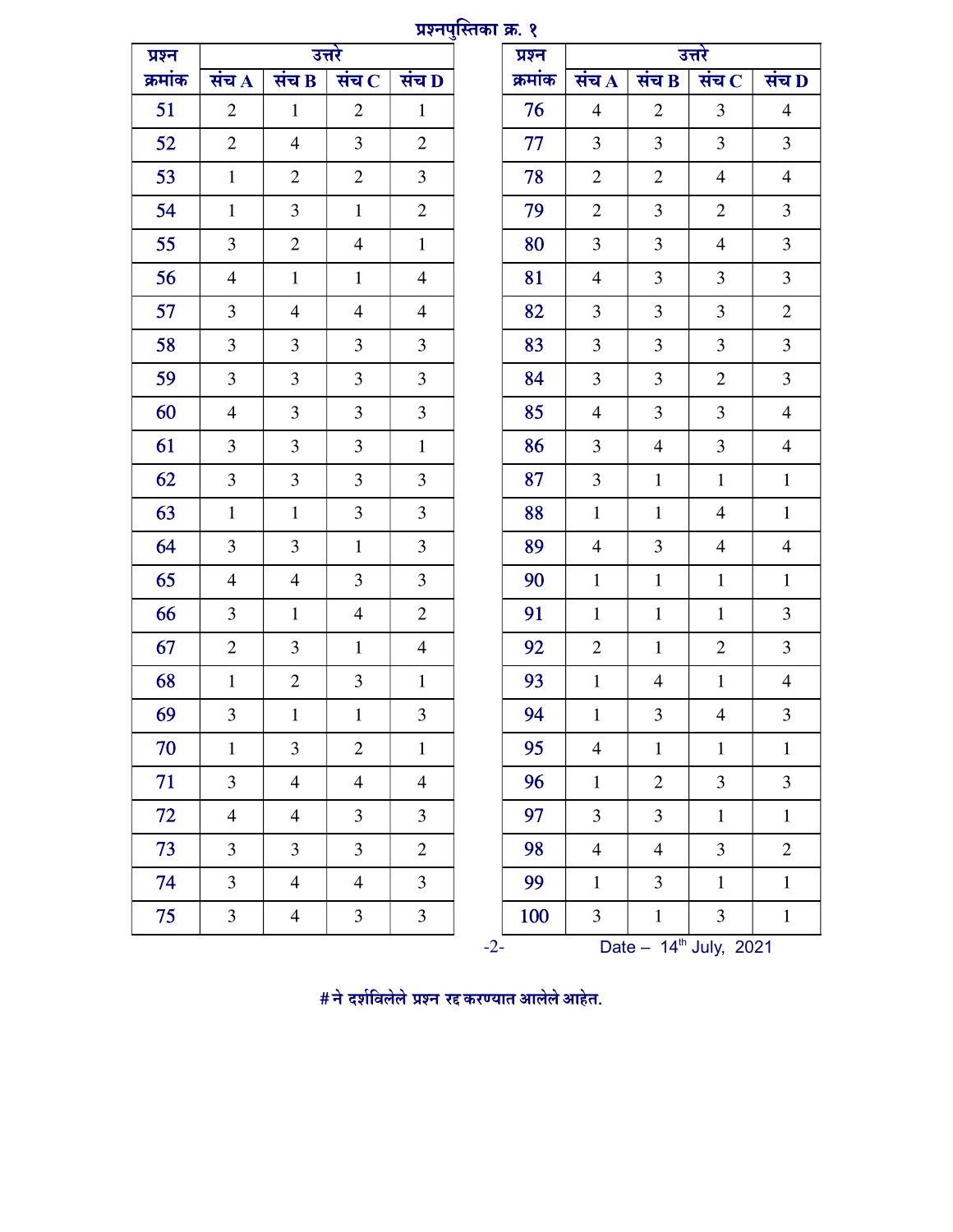## प्रश्नपुस्तिका क्र. १

| प्रश्न क्रमांक | उत्तरे संच A | संच B | संच C | संच D | प्रश्न क्रमांक | उत्तरे संच A | संच B | संच C | संच D |
|---|---|---|---|---|---|---|---|---|---|
| 51 | 2 | 1 | 2 | 1 | 76 | 4 | 2 | 3 | 4 |
| 52 | 2 | 4 | 3 | 2 | 77 | 3 | 3 | 3 | 3 |
| 53 | 1 | 2 | 2 | 3 | 78 | 2 | 2 | 4 | 4 |
| 54 | 1 | 3 | 1 | 2 | 79 | 2 | 3 | 2 | 3 |
| 55 | 3 | 2 | 4 | 1 | 80 | 3 | 3 | 4 | 3 |
| 56 | 4 | 1 | 1 | 4 | 81 | 4 | 3 | 3 | 3 |
| 57 | 3 | 4 | 4 | 4 | 82 | 3 | 3 | 3 | 2 |
| 58 | 3 | 3 | 3 | 3 | 83 | 3 | 3 | 3 | 3 |
| 59 | 3 | 3 | 3 | 3 | 84 | 3 | 3 | 2 | 3 |
| 60 | 4 | 3 | 3 | 3 | 85 | 4 | 3 | 3 | 4 |
| 61 | 3 | 3 | 3 | 1 | 86 | 3 | 4 | 3 | 4 |
| 62 | 3 | 3 | 3 | 3 | 87 | 3 | 1 | 1 | 1 |
| 63 | 1 | 1 | 3 | 3 | 88 | 1 | 1 | 4 | 1 |
| 64 | 3 | 3 | 1 | 3 | 89 | 4 | 3 | 4 | 4 |
| 65 | 4 | 4 | 3 | 3 | 90 | 1 | 1 | 1 | 1 |
| 66 | 3 | 1 | 4 | 2 | 91 | 1 | 1 | 1 | 3 |
| 67 | 2 | 3 | 1 | 4 | 92 | 2 | 1 | 2 | 3 |
| 68 | 1 | 2 | 3 | 1 | 93 | 1 | 4 | 1 | 4 |
| 69 | 3 | 1 | 1 | 3 | 94 | 1 | 3 | 4 | 3 |
| 70 | 1 | 3 | 2 | 1 | 95 | 4 | 1 | 1 | 1 |
| 71 | 3 | 4 | 4 | 4 | 96 | 1 | 2 | 3 | 3 |
| 72 | 4 | 4 | 3 | 3 | 97 | 3 | 3 | 1 | 1 |
| 73 | 3 | 3 | 3 | 2 | 98 | 4 | 4 | 3 | 2 |
| 74 | 3 | 4 | 4 | 3 | 99 | 1 | 3 | 1 | 1 |
| 75 | 3 | 4 | 3 | 3 | 100 | 3 | 1 | 3 | 1 |

Date – 14th July, 2021

# ने दर्शविलेले प्रश्न रद्द करण्यात आलेले आहेत.